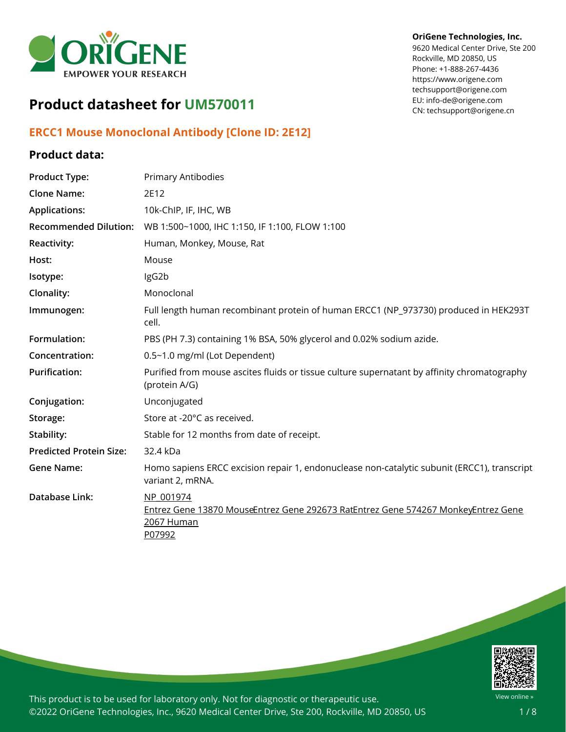OriGene Technologies, Inc.
9620 Medical Center Drive, Ste 200
Rockville, MD 20850, US
Phone: +1-888-267-4436
https://www.origene.com
techsupport@origene.com
EU: info-de@origene.com
CN: techsupport@origene.cn

# Product datasheet for UM570011

## ERCC1 Mouse Monoclonal Antibody [Clone ID: 2E12]

### Product data:

| | |
|---|---|
| **Product Type:** | Primary Antibodies |
| **Clone Name:** | 2E12 |
| **Applications:** | 10k-ChIP, IF, IHC, WB |
| **Recommended Dilution:** | WB 1:500~1000, IHC 1:150, IF 1:100, FLOW 1:100 |
| **Reactivity:** | Human, Monkey, Mouse, Rat |
| **Host:** | Mouse |
| **Isotype:** | IgG2b |
| **Clonality:** | Monoclonal |
| **Immunogen:** | Full length human recombinant protein of human ERCC1 (NP_973730) produced in HEK293T cell. |
| **Formulation:** | PBS (PH 7.3) containing 1% BSA, 50% glycerol and 0.02% sodium azide. |
| **Concentration:** | 0.5~1.0 mg/ml (Lot Dependent) |
| **Purification:** | Purified from mouse ascites fluids or tissue culture supernatant by affinity chromatography (protein A/G) |
| **Conjugation:** | Unconjugated |
| **Storage:** | Store at -20°C as received. |
| **Stability:** | Stable for 12 months from date of receipt. |
| **Predicted Protein Size:** | 32.4 kDa |
| **Gene Name:** | Homo sapiens ERCC excision repair 1, endonuclease non-catalytic subunit (ERCC1), transcript variant 2, mRNA. |
| **Database Link:** | NP_001974<br>Entrez Gene 13870 MouseEntrez Gene 292673 RatEntrez Gene 574267 MonkeyEntrez Gene 2067 Human<br>P07992 |

This product is to be used for laboratory only. Not for diagnostic or therapeutic use.
©2022 OriGene Technologies, Inc., 9620 Medical Center Drive, Ste 200, Rockville, MD 20850, US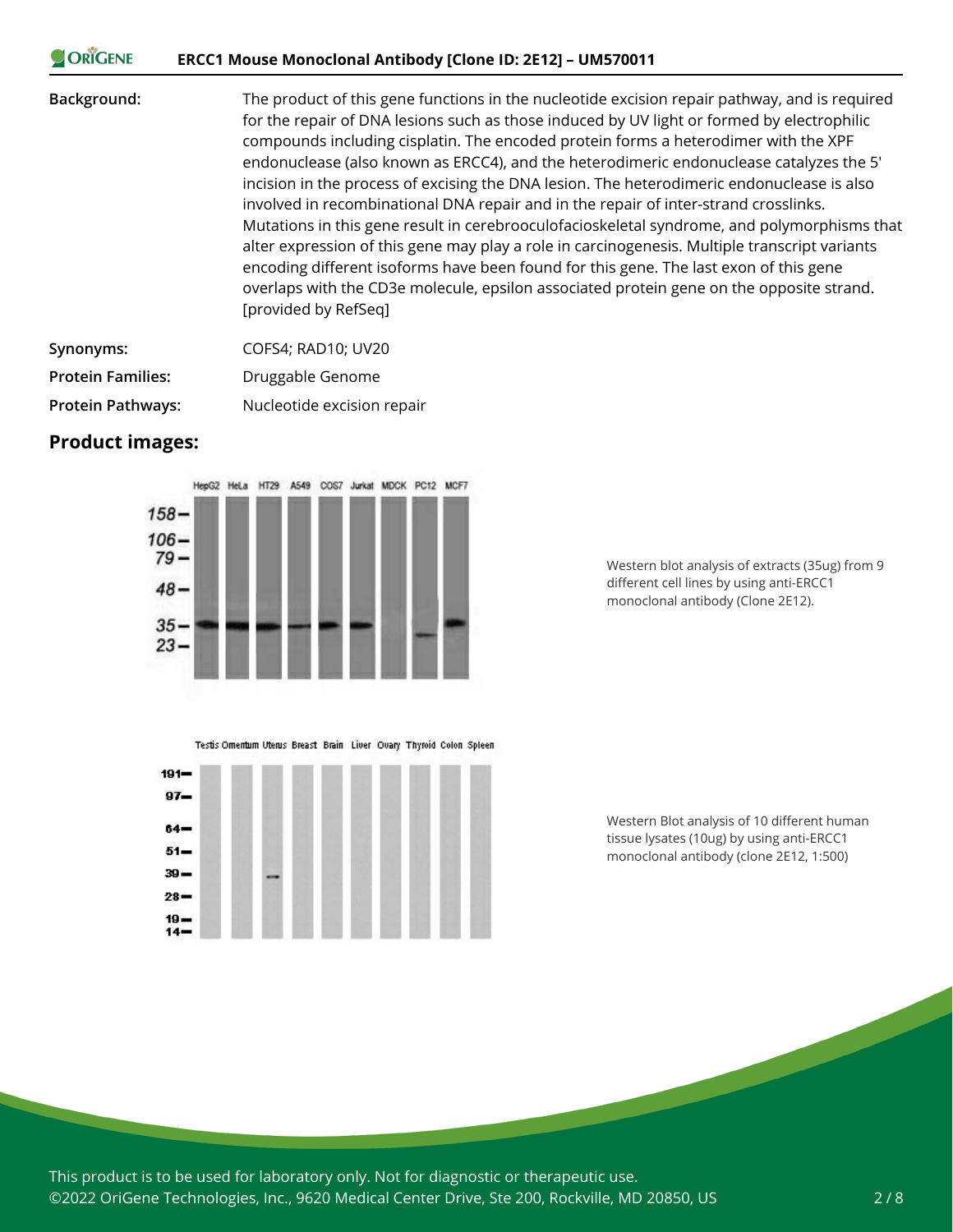| | |
|---|---|
| **Background:** | The product of this gene functions in the nucleotide excision repair pathway, and is required for the repair of DNA lesions such as those induced by UV light or formed by electrophilic compounds including cisplatin. The encoded protein forms a heterodimer with the XPF endonuclease (also known as ERCC4), and the heterodimeric endonuclease catalyzes the 5' incision in the process of excising the DNA lesion. The heterodimeric endonuclease is also involved in recombinational DNA repair and in the repair of inter-strand crosslinks. Mutations in this gene result in cerebrooculofacioskeletal syndrome, and polymorphisms that alter expression of this gene may play a role in carcinogenesis. Multiple transcript variants encoding different isoforms have been found for this gene. The last exon of this gene overlaps with the CD3e molecule, epsilon associated protein gene on the opposite strand. [provided by RefSeq] |
| **Synonyms:** | COFS4; RAD10; UV20 |
| **Protein Families:** | Druggable Genome |
| **Protein Pathways:** | Nucleotide excision repair |

## Product images:

Western blot analysis of extracts (35ug) from 9 different cell lines by using anti-ERCC1 monoclonal antibody (Clone 2E12).

Western Blot analysis of 10 different human tissue lysates (10ug) by using anti-ERCC1 monoclonal antibody (clone 2E12, 1:500)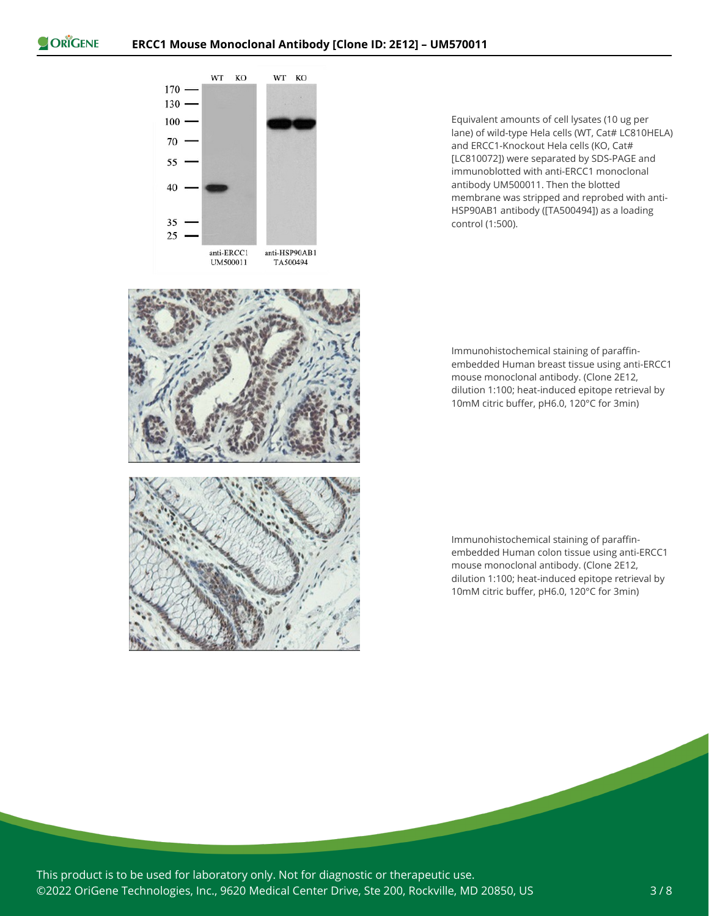Equivalent amounts of cell lysates (10 ug per lane) of wild-type Hela cells (WT, Cat# LC810HELA) and ERCC1-Knockout Hela cells (KO, Cat# [LC810072]) were separated by SDS-PAGE and immunoblotted with anti-ERCC1 monoclonal antibody UM500011. Then the blotted membrane was stripped and reprobed with anti-HSP90AB1 antibody ([TA500494]) as a loading control (1:500).

Immunohistochemical staining of paraffin-embedded Human breast tissue using anti-ERCC1 mouse monoclonal antibody. (Clone 2E12, dilution 1:100; heat-induced epitope retrieval by 10mM citric buffer, pH6.0, 120°C for 3min)

Immunohistochemical staining of paraffin-embedded Human colon tissue using anti-ERCC1 mouse monoclonal antibody. (Clone 2E12, dilution 1:100; heat-induced epitope retrieval by 10mM citric buffer, pH6.0, 120°C for 3min)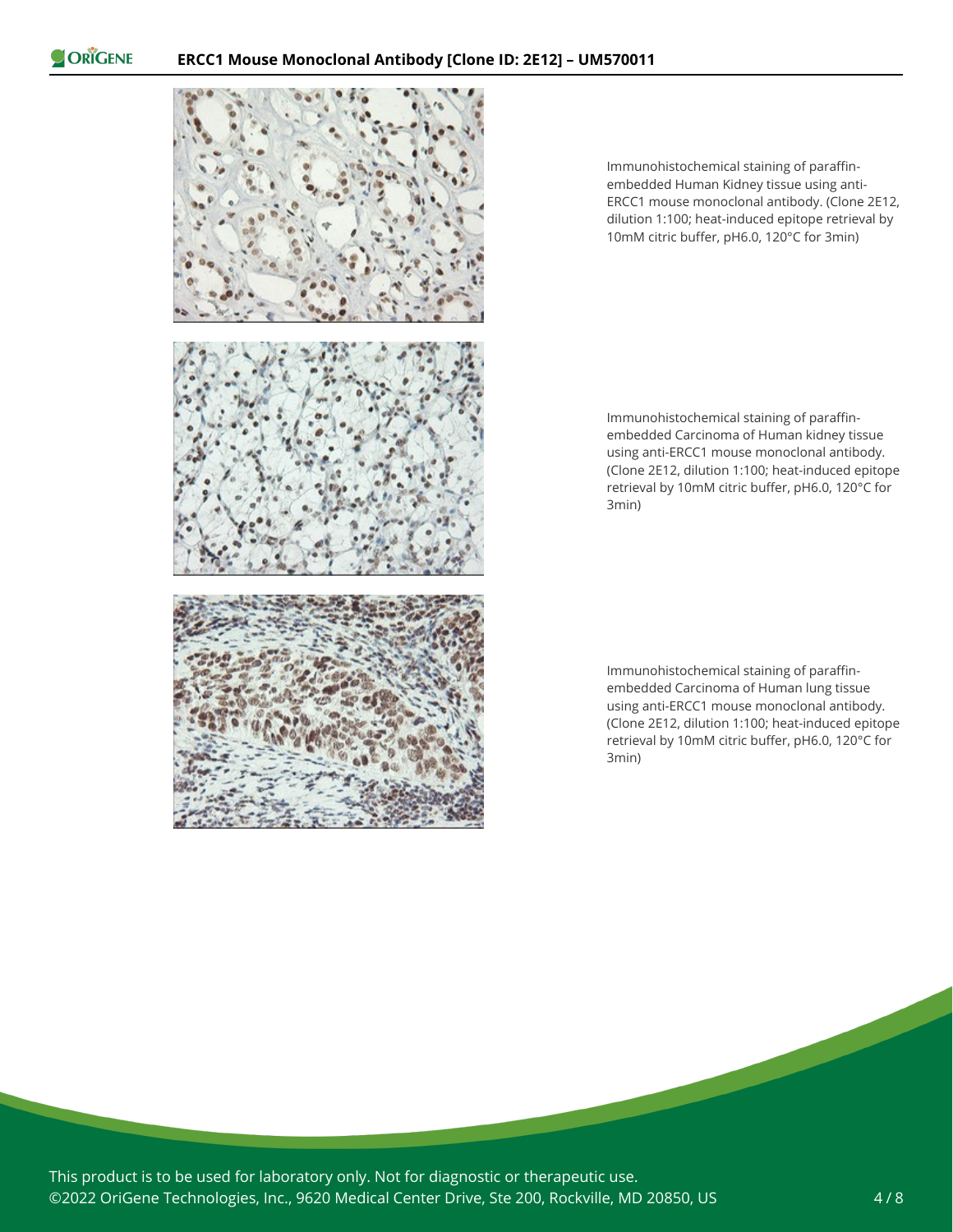Immunohistochemical staining of paraffin-embedded Human Kidney tissue using anti-ERCC1 mouse monoclonal antibody. (Clone 2E12, dilution 1:100; heat-induced epitope retrieval by 10mM citric buffer, pH6.0, 120°C for 3min)

Immunohistochemical staining of paraffin-embedded Carcinoma of Human kidney tissue using anti-ERCC1 mouse monoclonal antibody. (Clone 2E12, dilution 1:100; heat-induced epitope retrieval by 10mM citric buffer, pH6.0, 120°C for 3min)

Immunohistochemical staining of paraffin-embedded Carcinoma of Human lung tissue using anti-ERCC1 mouse monoclonal antibody. (Clone 2E12, dilution 1:100; heat-induced epitope retrieval by 10mM citric buffer, pH6.0, 120°C for 3min)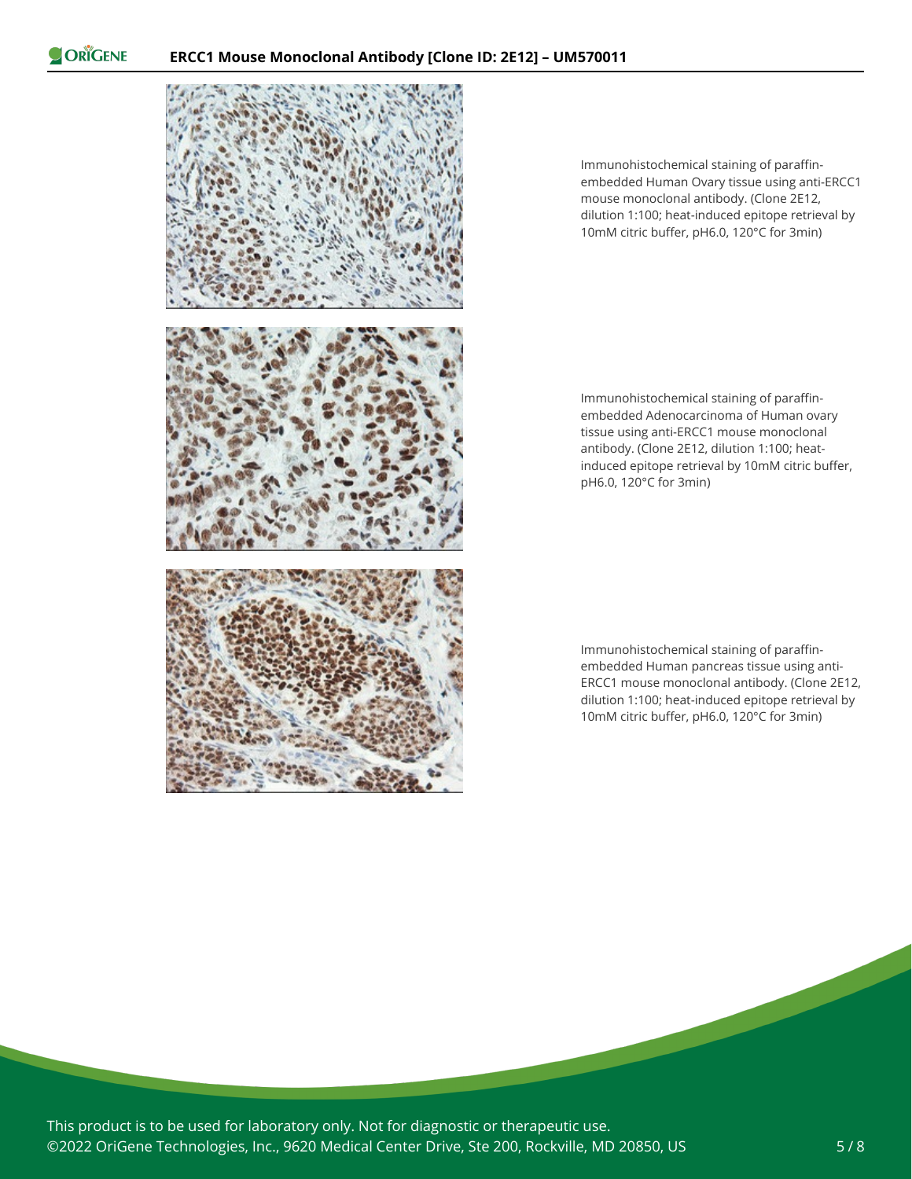Immunohistochemical staining of paraffin-embedded Human Ovary tissue using anti-ERCC1 mouse monoclonal antibody. (Clone 2E12, dilution 1:100; heat-induced epitope retrieval by 10mM citric buffer, pH6.0, 120°C for 3min)

Immunohistochemical staining of paraffin-embedded Adenocarcinoma of Human ovary tissue using anti-ERCC1 mouse monoclonal antibody. (Clone 2E12, dilution 1:100; heat-induced epitope retrieval by 10mM citric buffer, pH6.0, 120°C for 3min)

Immunohistochemical staining of paraffin-embedded Human pancreas tissue using anti-ERCC1 mouse monoclonal antibody. (Clone 2E12, dilution 1:100; heat-induced epitope retrieval by 10mM citric buffer, pH6.0, 120°C for 3min)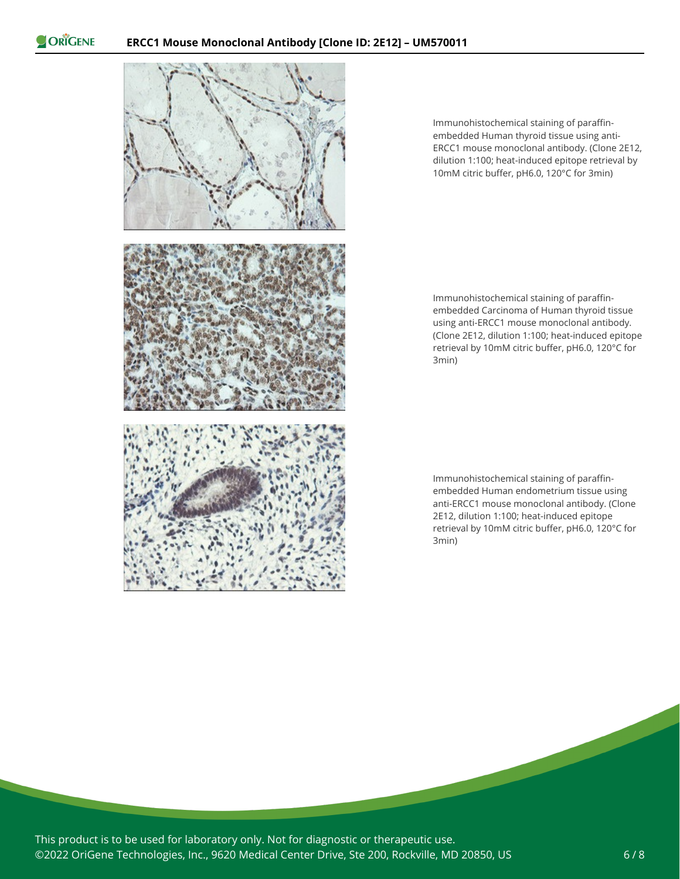Immunohistochemical staining of paraffin-embedded Human thyroid tissue using anti-ERCC1 mouse monoclonal antibody. (Clone 2E12, dilution 1:100; heat-induced epitope retrieval by 10mM citric buffer, pH6.0, 120°C for 3min)

Immunohistochemical staining of paraffin-embedded Carcinoma of Human thyroid tissue using anti-ERCC1 mouse monoclonal antibody. (Clone 2E12, dilution 1:100; heat-induced epitope retrieval by 10mM citric buffer, pH6.0, 120°C for 3min)

Immunohistochemical staining of paraffin-embedded Human endometrium tissue using anti-ERCC1 mouse monoclonal antibody. (Clone 2E12, dilution 1:100; heat-induced epitope retrieval by 10mM citric buffer, pH6.0, 120°C for 3min)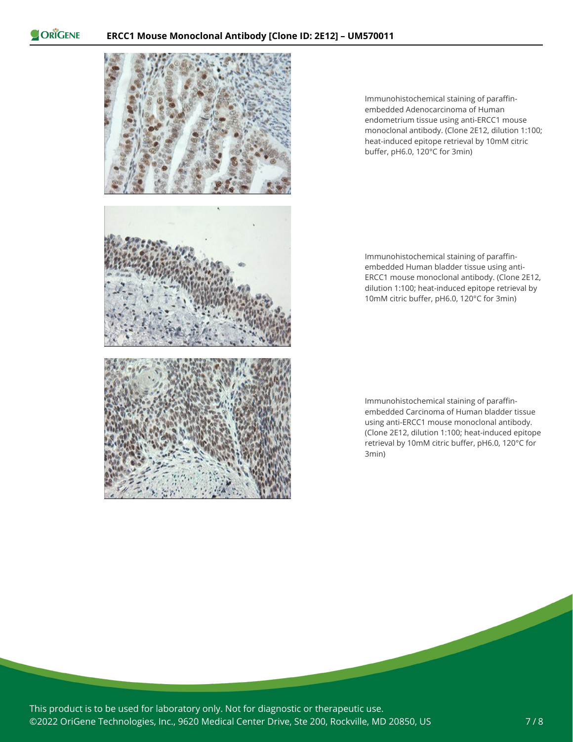Immunohistochemical staining of paraffin-embedded Adenocarcinoma of Human endometrium tissue using anti-ERCC1 mouse monoclonal antibody. (Clone 2E12, dilution 1:100; heat-induced epitope retrieval by 10mM citric buffer, pH6.0, 120°C for 3min)

Immunohistochemical staining of paraffin-embedded Human bladder tissue using anti-ERCC1 mouse monoclonal antibody. (Clone 2E12, dilution 1:100; heat-induced epitope retrieval by 10mM citric buffer, pH6.0, 120°C for 3min)

Immunohistochemical staining of paraffin-embedded Carcinoma of Human bladder tissue using anti-ERCC1 mouse monoclonal antibody. (Clone 2E12, dilution 1:100; heat-induced epitope retrieval by 10mM citric buffer, pH6.0, 120°C for 3min)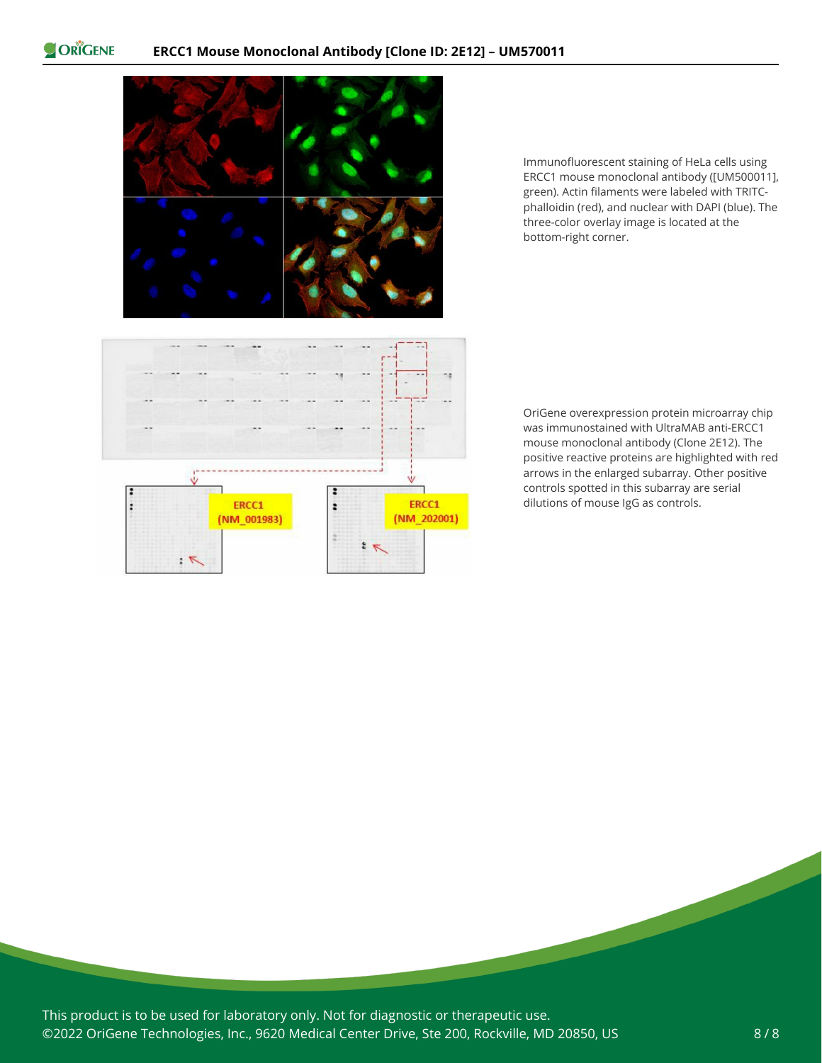Immunofluorescent staining of HeLa cells using ERCC1 mouse monoclonal antibody ([UM500011], green). Actin filaments were labeled with TRITC-phalloidin (red), and nuclear with DAPI (blue). The three-color overlay image is located at the bottom-right corner.

ERCC1 (NM_001983)

ERCC1 (NM_202001)

OriGene overexpression protein microarray chip was immunostained with UltraMAB anti-ERCC1 mouse monoclonal antibody (Clone 2E12). The positive reactive proteins are highlighted with red arrows in the enlarged subarray. Other positive controls spotted in this subarray are serial dilutions of mouse IgG as controls.

This product is to be used for laboratory only. Not for diagnostic or therapeutic use.
©2022 OriGene Technologies, Inc., 9620 Medical Center Drive, Ste 200, Rockville, MD 20850, US